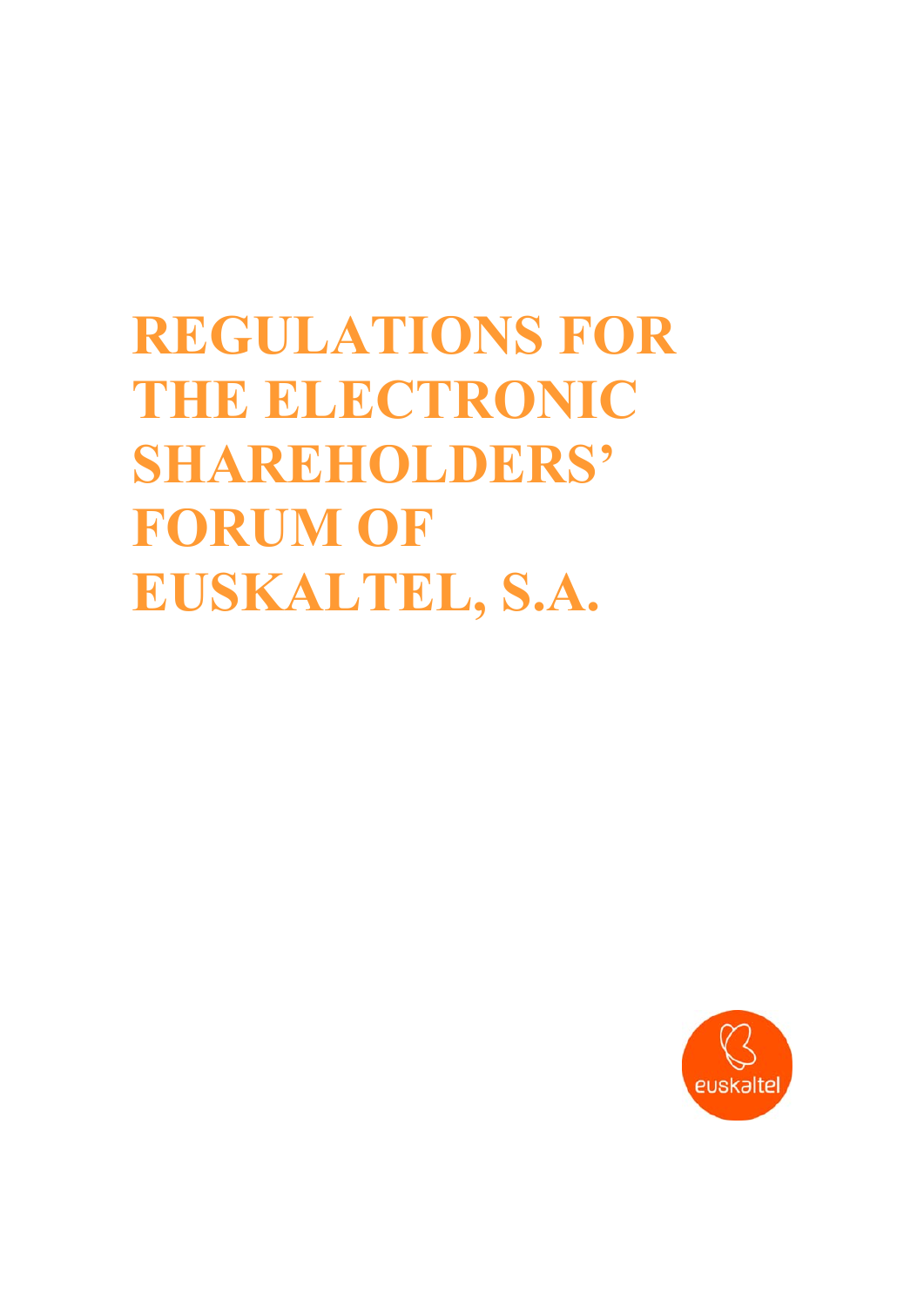# REGULATIONS FOR THE ELECTRONIC SHAREHOLDERS' FORUM OF EUSKALTEL, S.A.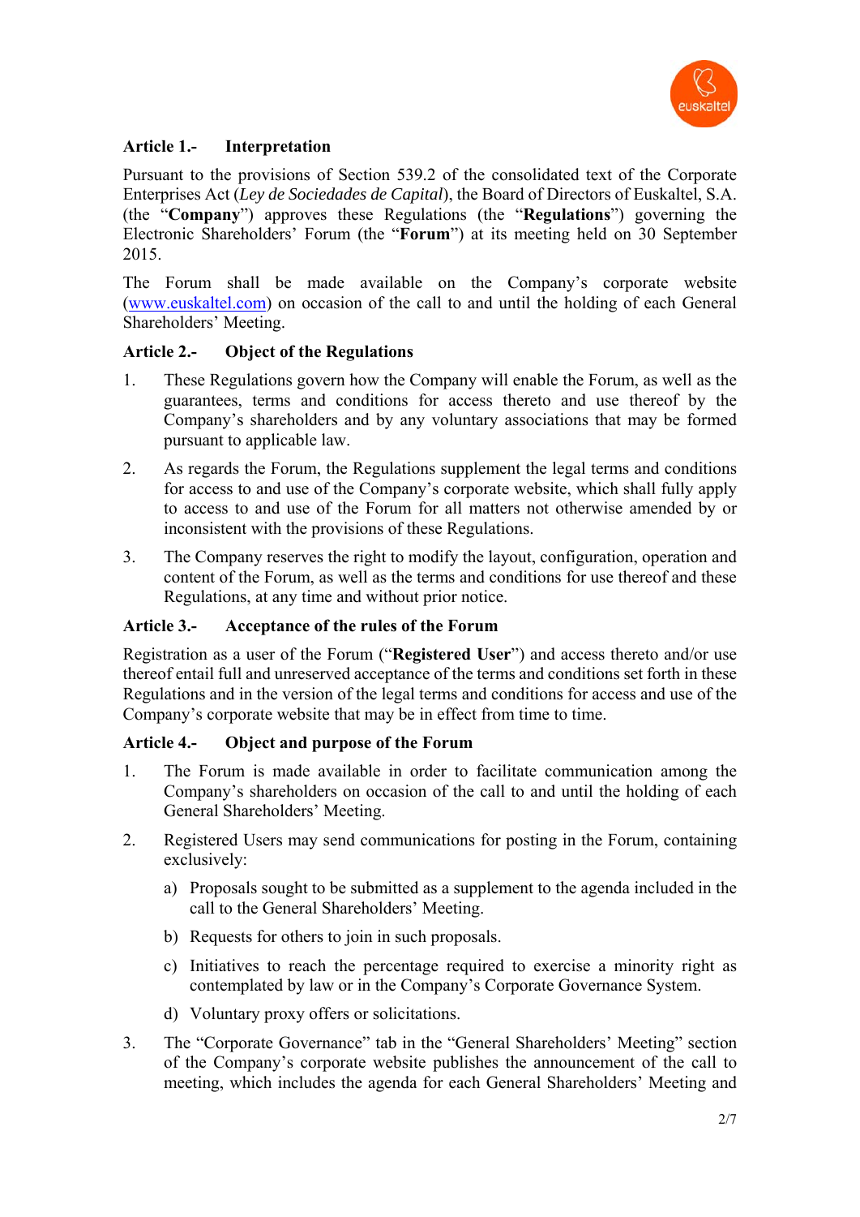### Article 1.- Interpretation

Pursuant to the provisions of Section 539.2 of the consolidated text of the Corporate Enterprises Act (*Ley de Sociedades de Capital*), the Board of Directors of Euskaltel, S.A. (the "**Company**") approves these Regulations (the "**Regulations**") governing the Electronic Shareholders' Forum (the "**Forum**") at its meeting held on 30 September 2015.

The Forum shall be made available on the Company's corporate website (www.euskaltel.com) on occasion of the call to and until the holding of each General Shareholders' Meeting.

### Article 2.- Object of the Regulations

1. These Regulations govern how the Company will enable the Forum, as well as the guarantees, terms and conditions for access thereto and use thereof by the Company's shareholders and by any voluntary associations that may be formed pursuant to applicable law.

2. As regards the Forum, the Regulations supplement the legal terms and conditions for access to and use of the Company's corporate website, which shall fully apply to access to and use of the Forum for all matters not otherwise amended by or inconsistent with the provisions of these Regulations.

3. The Company reserves the right to modify the layout, configuration, operation and content of the Forum, as well as the terms and conditions for use thereof and these Regulations, at any time and without prior notice.

### Article 3.- Acceptance of the rules of the Forum

Registration as a user of the Forum ("**Registered User**") and access thereto and/or use thereof entail full and unreserved acceptance of the terms and conditions set forth in these Regulations and in the version of the legal terms and conditions for access and use of the Company's corporate website that may be in effect from time to time.

### Article 4.- Object and purpose of the Forum

1. The Forum is made available in order to facilitate communication among the Company's shareholders on occasion of the call to and until the holding of each General Shareholders' Meeting.

2. Registered Users may send communications for posting in the Forum, containing exclusively:

   a) Proposals sought to be submitted as a supplement to the agenda included in the call to the General Shareholders' Meeting.

   b) Requests for others to join in such proposals.

   c) Initiatives to reach the percentage required to exercise a minority right as contemplated by law or in the Company's Corporate Governance System.

   d) Voluntary proxy offers or solicitations.

3. The "Corporate Governance" tab in the "General Shareholders' Meeting" section of the Company's corporate website publishes the announcement of the call to meeting, which includes the agenda for each General Shareholders' Meeting and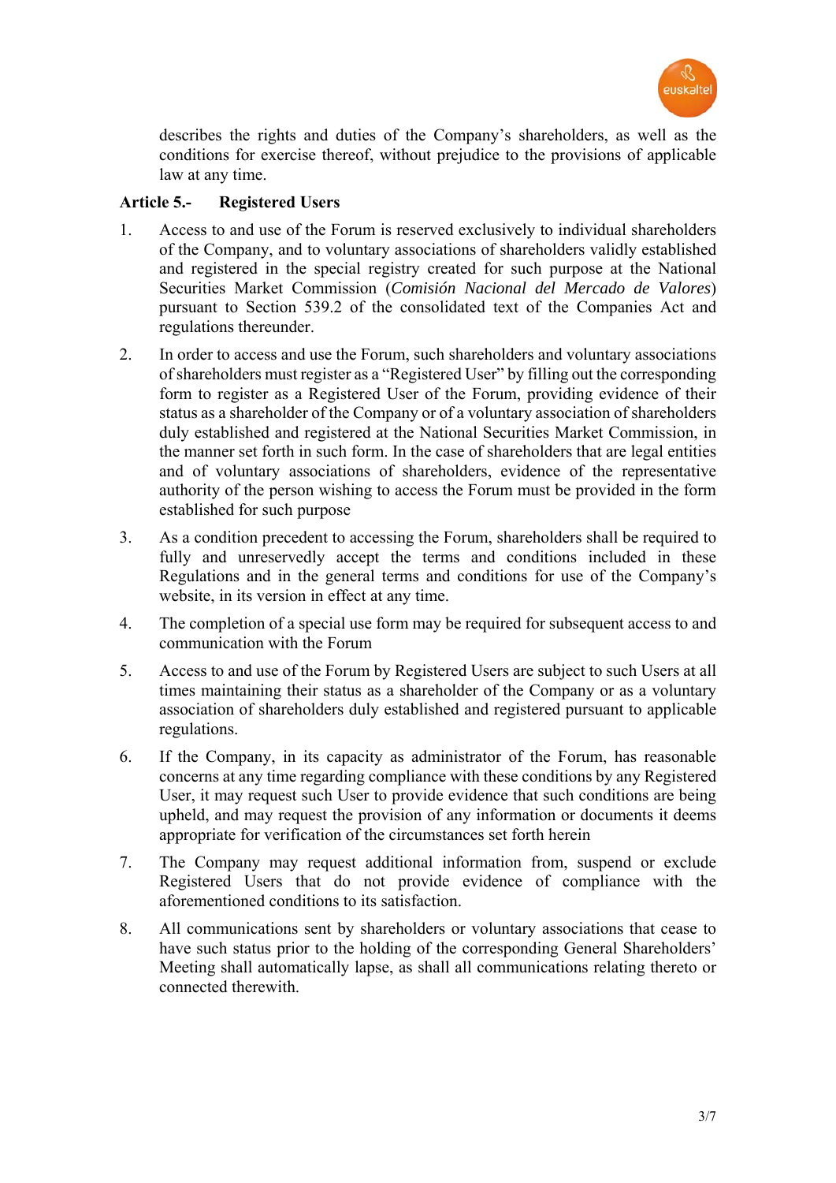describes the rights and duties of the Company's shareholders, as well as the conditions for exercise thereof, without prejudice to the provisions of applicable law at any time.

**Article 5.- Registered Users**

1. Access to and use of the Forum is reserved exclusively to individual shareholders of the Company, and to voluntary associations of shareholders validly established and registered in the special registry created for such purpose at the National Securities Market Commission (*Comisión Nacional del Mercado de Valores*) pursuant to Section 539.2 of the consolidated text of the Companies Act and regulations thereunder.

2. In order to access and use the Forum, such shareholders and voluntary associations of shareholders must register as a "Registered User" by filling out the corresponding form to register as a Registered User of the Forum, providing evidence of their status as a shareholder of the Company or of a voluntary association of shareholders duly established and registered at the National Securities Market Commission, in the manner set forth in such form. In the case of shareholders that are legal entities and of voluntary associations of shareholders, evidence of the representative authority of the person wishing to access the Forum must be provided in the form established for such purpose

3. As a condition precedent to accessing the Forum, shareholders shall be required to fully and unreservedly accept the terms and conditions included in these Regulations and in the general terms and conditions for use of the Company's website, in its version in effect at any time.

4. The completion of a special use form may be required for subsequent access to and communication with the Forum

5. Access to and use of the Forum by Registered Users are subject to such Users at all times maintaining their status as a shareholder of the Company or as a voluntary association of shareholders duly established and registered pursuant to applicable regulations.

6. If the Company, in its capacity as administrator of the Forum, has reasonable concerns at any time regarding compliance with these conditions by any Registered User, it may request such User to provide evidence that such conditions are being upheld, and may request the provision of any information or documents it deems appropriate for verification of the circumstances set forth herein

7. The Company may request additional information from, suspend or exclude Registered Users that do not provide evidence of compliance with the aforementioned conditions to its satisfaction.

8. All communications sent by shareholders or voluntary associations that cease to have such status prior to the holding of the corresponding General Shareholders' Meeting shall automatically lapse, as shall all communications relating thereto or connected therewith.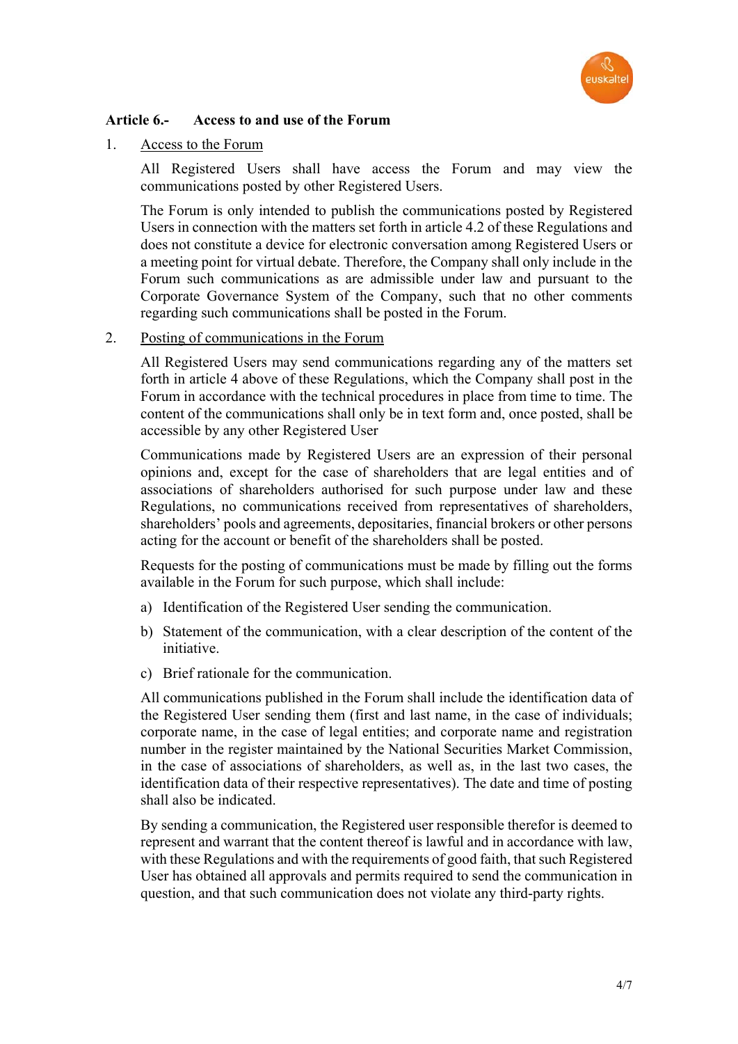### Article 6.- Access to and use of the Forum

1. Access to the Forum

   All Registered Users shall have access the Forum and may view the communications posted by other Registered Users.

   The Forum is only intended to publish the communications posted by Registered Users in connection with the matters set forth in article 4.2 of these Regulations and does not constitute a device for electronic conversation among Registered Users or a meeting point for virtual debate. Therefore, the Company shall only include in the Forum such communications as are admissible under law and pursuant to the Corporate Governance System of the Company, such that no other comments regarding such communications shall be posted in the Forum.

2. Posting of communications in the Forum

   All Registered Users may send communications regarding any of the matters set forth in article 4 above of these Regulations, which the Company shall post in the Forum in accordance with the technical procedures in place from time to time. The content of the communications shall only be in text form and, once posted, shall be accessible by any other Registered User

   Communications made by Registered Users are an expression of their personal opinions and, except for the case of shareholders that are legal entities and of associations of shareholders authorised for such purpose under law and these Regulations, no communications received from representatives of shareholders, shareholders' pools and agreements, depositaries, financial brokers or other persons acting for the account or benefit of the shareholders shall be posted.

   Requests for the posting of communications must be made by filling out the forms available in the Forum for such purpose, which shall include:

   a) Identification of the Registered User sending the communication.

   b) Statement of the communication, with a clear description of the content of the initiative.

   c) Brief rationale for the communication.

   All communications published in the Forum shall include the identification data of the Registered User sending them (first and last name, in the case of individuals; corporate name, in the case of legal entities; and corporate name and registration number in the register maintained by the National Securities Market Commission, in the case of associations of shareholders, as well as, in the last two cases, the identification data of their respective representatives). The date and time of posting shall also be indicated.

   By sending a communication, the Registered user responsible therefor is deemed to represent and warrant that the content thereof is lawful and in accordance with law, with these Regulations and with the requirements of good faith, that such Registered User has obtained all approvals and permits required to send the communication in question, and that such communication does not violate any third-party rights.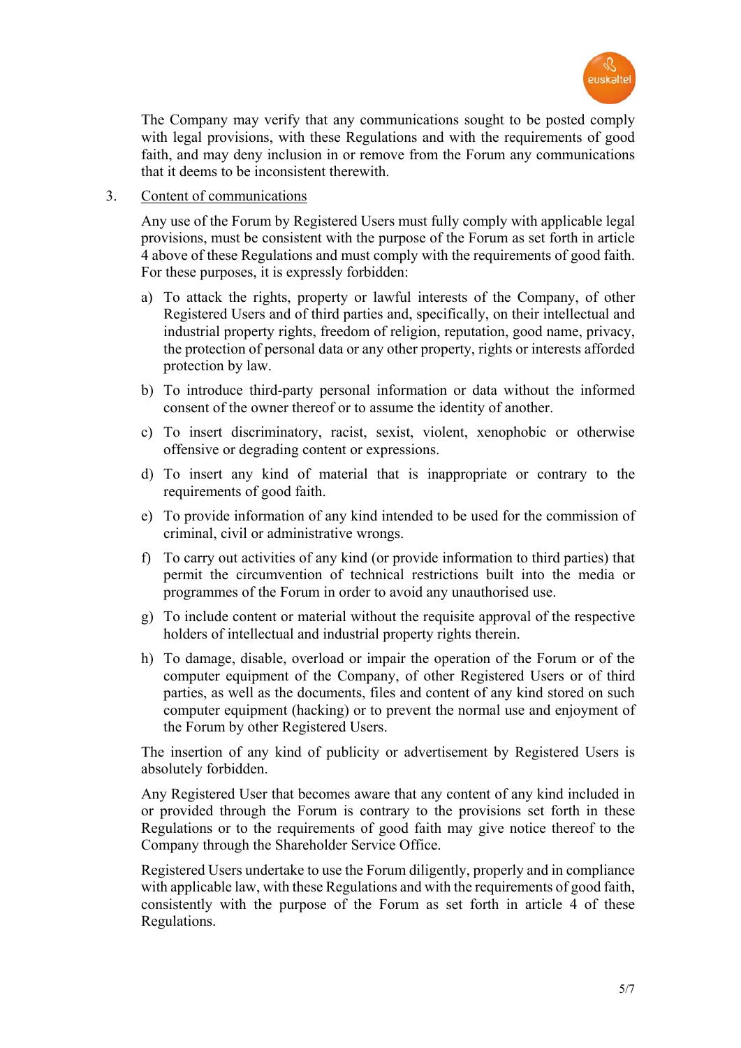The Company may verify that any communications sought to be posted comply with legal provisions, with these Regulations and with the requirements of good faith, and may deny inclusion in or remove from the Forum any communications that it deems to be inconsistent therewith.

3. <u>Content of communications</u>

Any use of the Forum by Registered Users must fully comply with applicable legal provisions, must be consistent with the purpose of the Forum as set forth in article 4 above of these Regulations and must comply with the requirements of good faith. For these purposes, it is expressly forbidden:

a) To attack the rights, property or lawful interests of the Company, of other Registered Users and of third parties and, specifically, on their intellectual and industrial property rights, freedom of religion, reputation, good name, privacy, the protection of personal data or any other property, rights or interests afforded protection by law.

b) To introduce third-party personal information or data without the informed consent of the owner thereof or to assume the identity of another.

c) To insert discriminatory, racist, sexist, violent, xenophobic or otherwise offensive or degrading content or expressions.

d) To insert any kind of material that is inappropriate or contrary to the requirements of good faith.

e) To provide information of any kind intended to be used for the commission of criminal, civil or administrative wrongs.

f) To carry out activities of any kind (or provide information to third parties) that permit the circumvention of technical restrictions built into the media or programmes of the Forum in order to avoid any unauthorised use.

g) To include content or material without the requisite approval of the respective holders of intellectual and industrial property rights therein.

h) To damage, disable, overload or impair the operation of the Forum or of the computer equipment of the Company, of other Registered Users or of third parties, as well as the documents, files and content of any kind stored on such computer equipment (hacking) or to prevent the normal use and enjoyment of the Forum by other Registered Users.

The insertion of any kind of publicity or advertisement by Registered Users is absolutely forbidden.

Any Registered User that becomes aware that any content of any kind included in or provided through the Forum is contrary to the provisions set forth in these Regulations or to the requirements of good faith may give notice thereof to the Company through the Shareholder Service Office.

Registered Users undertake to use the Forum diligently, properly and in compliance with applicable law, with these Regulations and with the requirements of good faith, consistently with the purpose of the Forum as set forth in article 4 of these Regulations.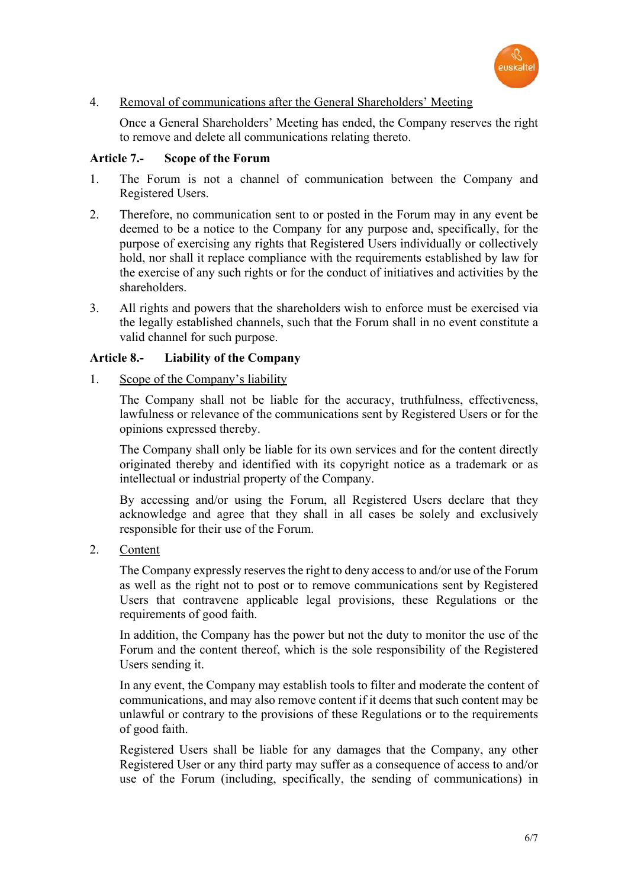4. <u>Removal of communications after the General Shareholders' Meeting</u>

   Once a General Shareholders' Meeting has ended, the Company reserves the right to remove and delete all communications relating thereto.

**Article 7.- Scope of the Forum**

1. The Forum is not a channel of communication between the Company and Registered Users.

2. Therefore, no communication sent to or posted in the Forum may in any event be deemed to be a notice to the Company for any purpose and, specifically, for the purpose of exercising any rights that Registered Users individually or collectively hold, nor shall it replace compliance with the requirements established by law for the exercise of any such rights or for the conduct of initiatives and activities by the shareholders.

3. All rights and powers that the shareholders wish to enforce must be exercised via the legally established channels, such that the Forum shall in no event constitute a valid channel for such purpose.

**Article 8.- Liability of the Company**

1. <u>Scope of the Company's liability</u>

   The Company shall not be liable for the accuracy, truthfulness, effectiveness, lawfulness or relevance of the communications sent by Registered Users or for the opinions expressed thereby.

   The Company shall only be liable for its own services and for the content directly originated thereby and identified with its copyright notice as a trademark or as intellectual or industrial property of the Company.

   By accessing and/or using the Forum, all Registered Users declare that they acknowledge and agree that they shall in all cases be solely and exclusively responsible for their use of the Forum.

2. <u>Content</u>

   The Company expressly reserves the right to deny access to and/or use of the Forum as well as the right not to post or to remove communications sent by Registered Users that contravene applicable legal provisions, these Regulations or the requirements of good faith.

   In addition, the Company has the power but not the duty to monitor the use of the Forum and the content thereof, which is the sole responsibility of the Registered Users sending it.

   In any event, the Company may establish tools to filter and moderate the content of communications, and may also remove content if it deems that such content may be unlawful or contrary to the provisions of these Regulations or to the requirements of good faith.

   Registered Users shall be liable for any damages that the Company, any other Registered User or any third party may suffer as a consequence of access to and/or use of the Forum (including, specifically, the sending of communications) in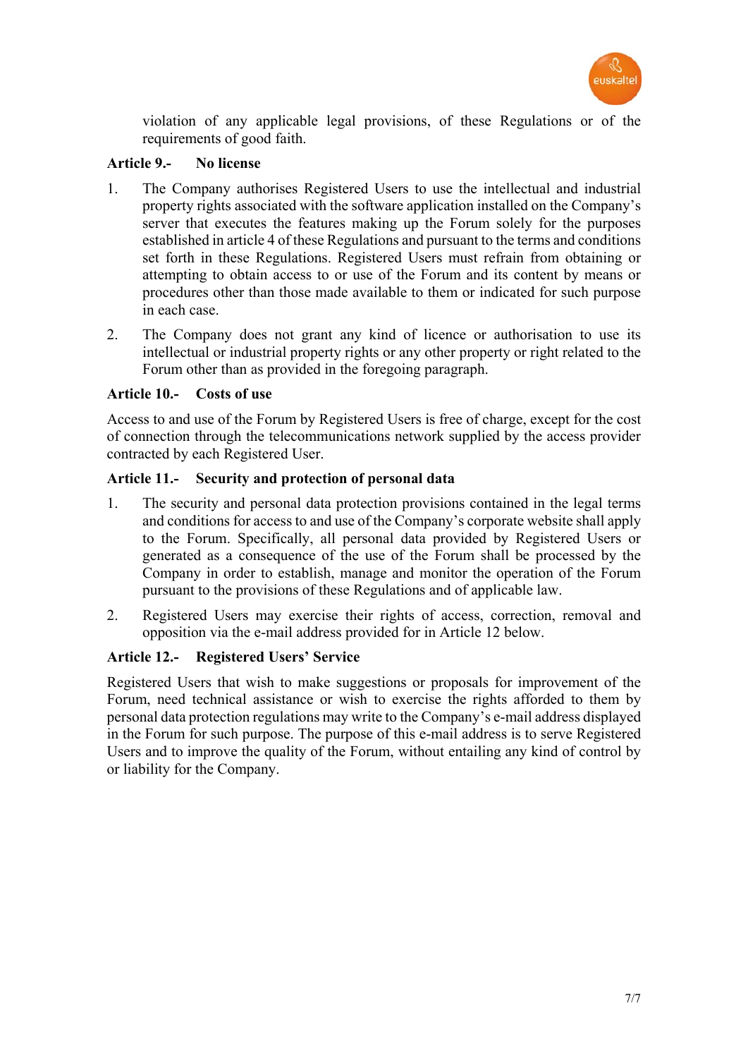violation of any applicable legal provisions, of these Regulations or of the requirements of good faith.

**Article 9.- No license**

1. The Company authorises Registered Users to use the intellectual and industrial property rights associated with the software application installed on the Company's server that executes the features making up the Forum solely for the purposes established in article 4 of these Regulations and pursuant to the terms and conditions set forth in these Regulations. Registered Users must refrain from obtaining or attempting to obtain access to or use of the Forum and its content by means or procedures other than those made available to them or indicated for such purpose in each case.

2. The Company does not grant any kind of licence or authorisation to use its intellectual or industrial property rights or any other property or right related to the Forum other than as provided in the foregoing paragraph.

**Article 10.- Costs of use**

Access to and use of the Forum by Registered Users is free of charge, except for the cost of connection through the telecommunications network supplied by the access provider contracted by each Registered User.

**Article 11.- Security and protection of personal data**

1. The security and personal data protection provisions contained in the legal terms and conditions for access to and use of the Company's corporate website shall apply to the Forum. Specifically, all personal data provided by Registered Users or generated as a consequence of the use of the Forum shall be processed by the Company in order to establish, manage and monitor the operation of the Forum pursuant to the provisions of these Regulations and of applicable law.

2. Registered Users may exercise their rights of access, correction, removal and opposition via the e-mail address provided for in Article 12 below.

**Article 12.- Registered Users' Service**

Registered Users that wish to make suggestions or proposals for improvement of the Forum, need technical assistance or wish to exercise the rights afforded to them by personal data protection regulations may write to the Company's e-mail address displayed in the Forum for such purpose. The purpose of this e-mail address is to serve Registered Users and to improve the quality of the Forum, without entailing any kind of control by or liability for the Company.